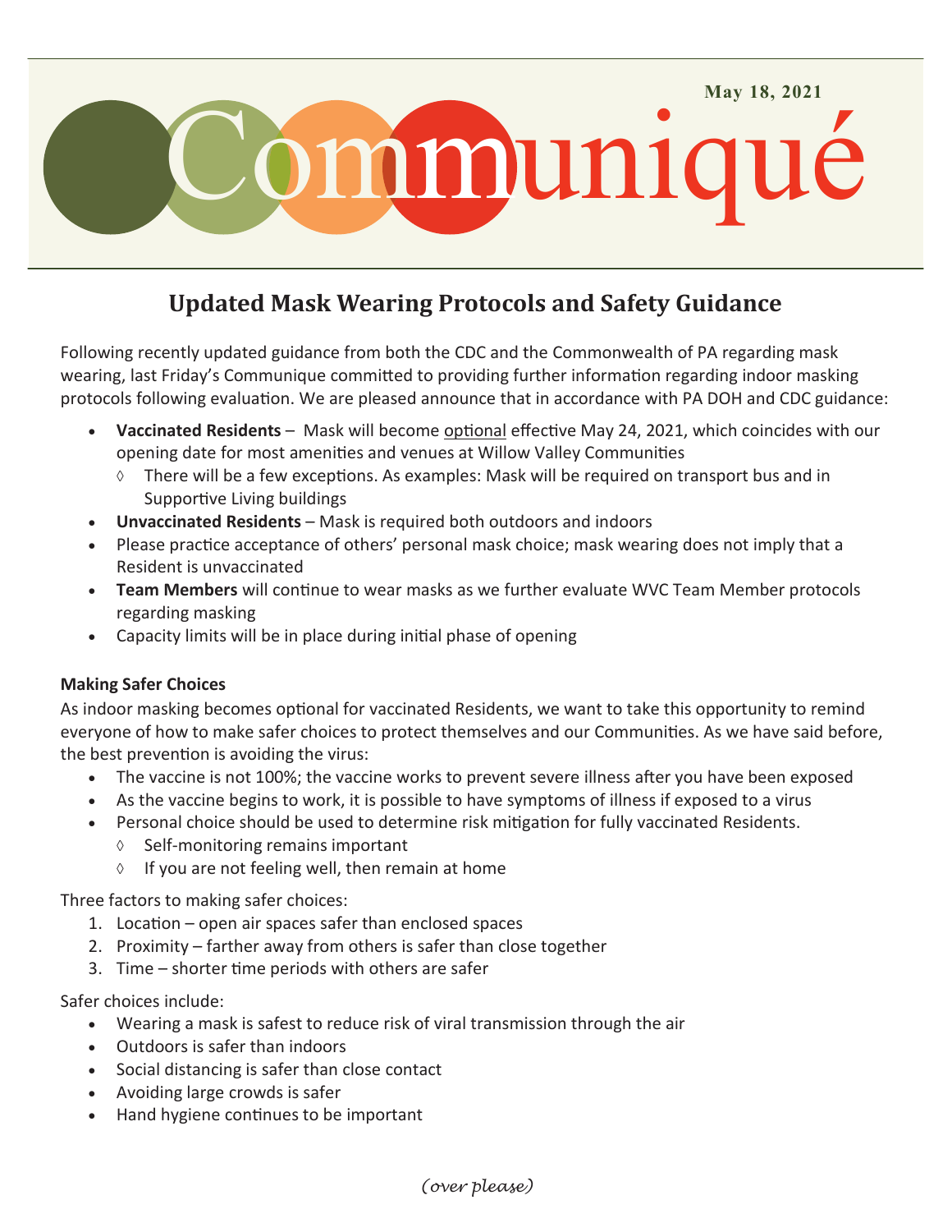May 18, 2021

# Communiqué

## Updated Mask Wearing Protocols and Safety Guidance

Following recently updated guidance from both the CDC and the Commonwealth of PA regarding mask wearing, last Friday's Communique committed to providing further information regarding indoor masking protocols following evaluation. We are pleased announce that in accordance with PA DOH and CDC guidance:

- **Vaccinated Residents** – Mask will become optional effective May 24, 2021, which coincides with our opening date for most amenities and venues at Willow Valley Communities
  - There will be a few exceptions. As examples: Mask will be required on transport bus and in Supportive Living buildings
- **Unvaccinated Residents** – Mask is required both outdoors and indoors
- Please practice acceptance of others' personal mask choice; mask wearing does not imply that a Resident is unvaccinated
- **Team Members** will continue to wear masks as we further evaluate WVC Team Member protocols regarding masking
- Capacity limits will be in place during initial phase of opening

**Making Safer Choices**

As indoor masking becomes optional for vaccinated Residents, we want to take this opportunity to remind everyone of how to make safer choices to protect themselves and our Communities. As we have said before, the best prevention is avoiding the virus:

- The vaccine is not 100%; the vaccine works to prevent severe illness after you have been exposed
- As the vaccine begins to work, it is possible to have symptoms of illness if exposed to a virus
- Personal choice should be used to determine risk mitigation for fully vaccinated Residents.
  - Self-monitoring remains important
  - If you are not feeling well, then remain at home

Three factors to making safer choices:

1. Location – open air spaces safer than enclosed spaces
2. Proximity – farther away from others is safer than close together
3. Time – shorter time periods with others are safer

Safer choices include:

- Wearing a mask is safest to reduce risk of viral transmission through the air
- Outdoors is safer than indoors
- Social distancing is safer than close contact
- Avoiding large crowds is safer
- Hand hygiene continues to be important

*(over please)*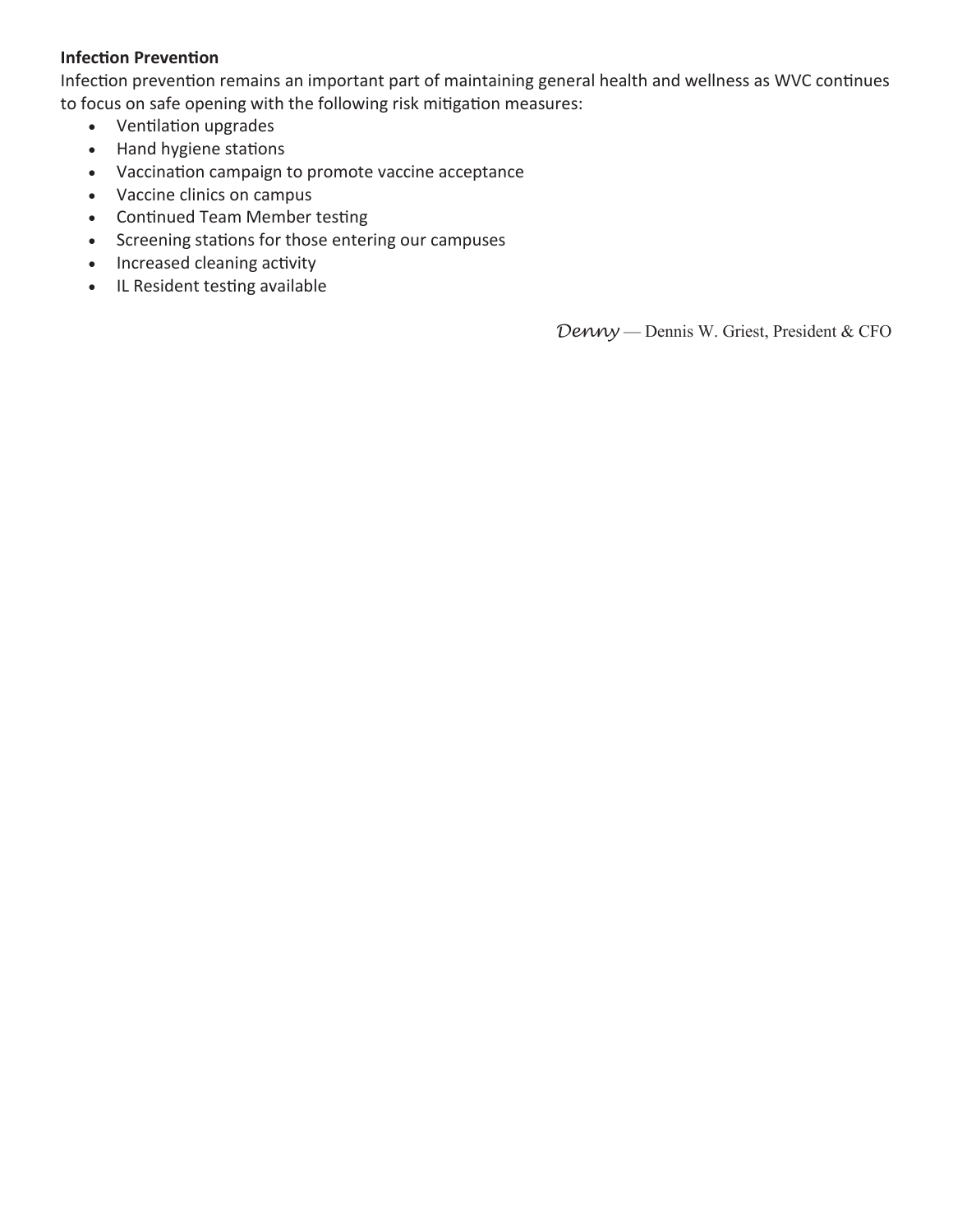**Infection Prevention**

Infection prevention remains an important part of maintaining general health and wellness as WVC continues to focus on safe opening with the following risk mitigation measures:

- Ventilation upgrades
- Hand hygiene stations
- Vaccination campaign to promote vaccine acceptance
- Vaccine clinics on campus
- Continued Team Member testing
- Screening stations for those entering our campuses
- Increased cleaning activity
- IL Resident testing available

*Denny* — Dennis W. Griest, President & CFO